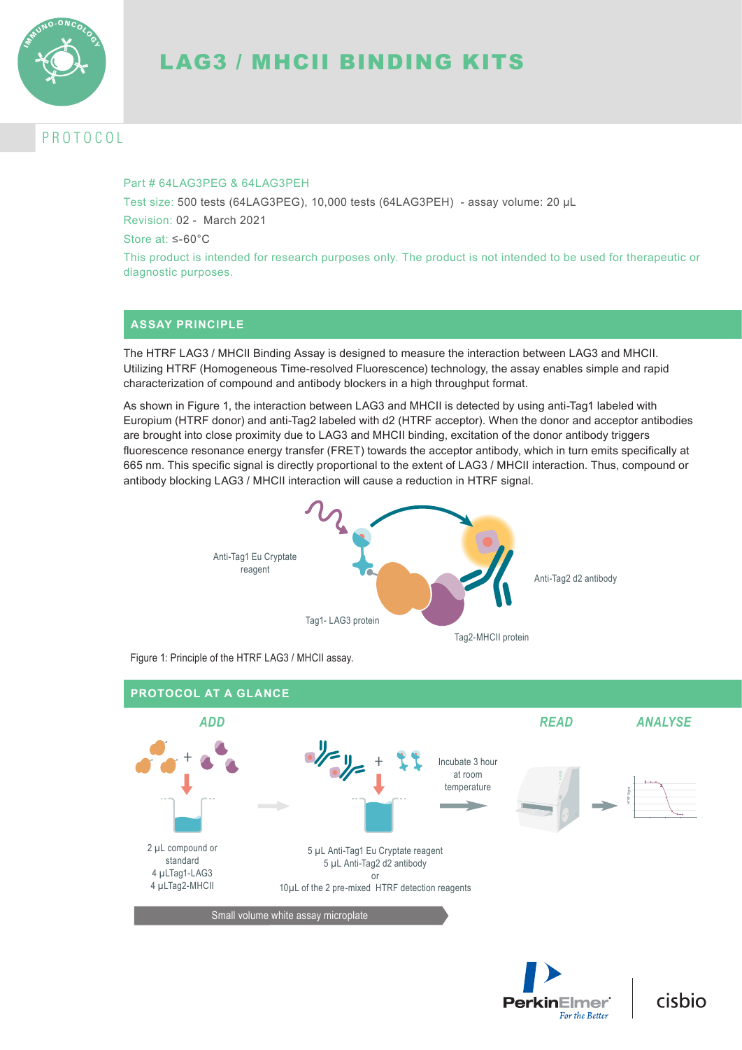# LAG3 / MHCII BINDING KITS

PROTOCOL

Part # 64LAG3PEG & 64LAG3PEH

Test size: 500 tests (64LAG3PEG), 10,000 tests (64LAG3PEH) - assay volume: 20 µL

Revision: 02 - March 2021

Store at: ≤-60°C

This product is intended for research purposes only. The product is not intended to be used for therapeutic or diagnostic purposes.

## ASSAY PRINCIPLE

The HTRF LAG3 / MHCII Binding Assay is designed to measure the interaction between LAG3 and MHCII. Utilizing HTRF (Homogeneous Time-resolved Fluorescence) technology, the assay enables simple and rapid characterization of compound and antibody blockers in a high throughput format.

As shown in Figure 1, the interaction between LAG3 and MHCII is detected by using anti-Tag1 labeled with Europium (HTRF donor) and anti-Tag2 labeled with d2 (HTRF acceptor). When the donor and acceptor antibodies are brought into close proximity due to LAG3 and MHCII binding, excitation of the donor antibody triggers fluorescence resonance energy transfer (FRET) towards the acceptor antibody, which in turn emits specifically at 665 nm. This specific signal is directly proportional to the extent of LAG3 / MHCII interaction. Thus, compound or antibody blocking LAG3 / MHCII interaction will cause a reduction in HTRF signal.

Anti-Tag1 Eu Cryptate reagent

Tag1- LAG3 protein

Anti-Tag2 d2 antibody

Tag2-MHCII protein

Figure 1: Principle of the HTRF LAG3 / MHCII assay.

## PROTOCOL AT A GLANCE

*ADD*

2 µL compound or standard
4 µLTag1-LAG3
4 µLTag2-MHCII

5 µL Anti-Tag1 Eu Cryptate reagent
5 µL Anti-Tag2 d2 antibody
or
10µL of the 2 pre-mixed HTRF detection reagents

Incubate 3 hour at room temperature

*READ*

*ANALYSE*

Small volume white assay microplate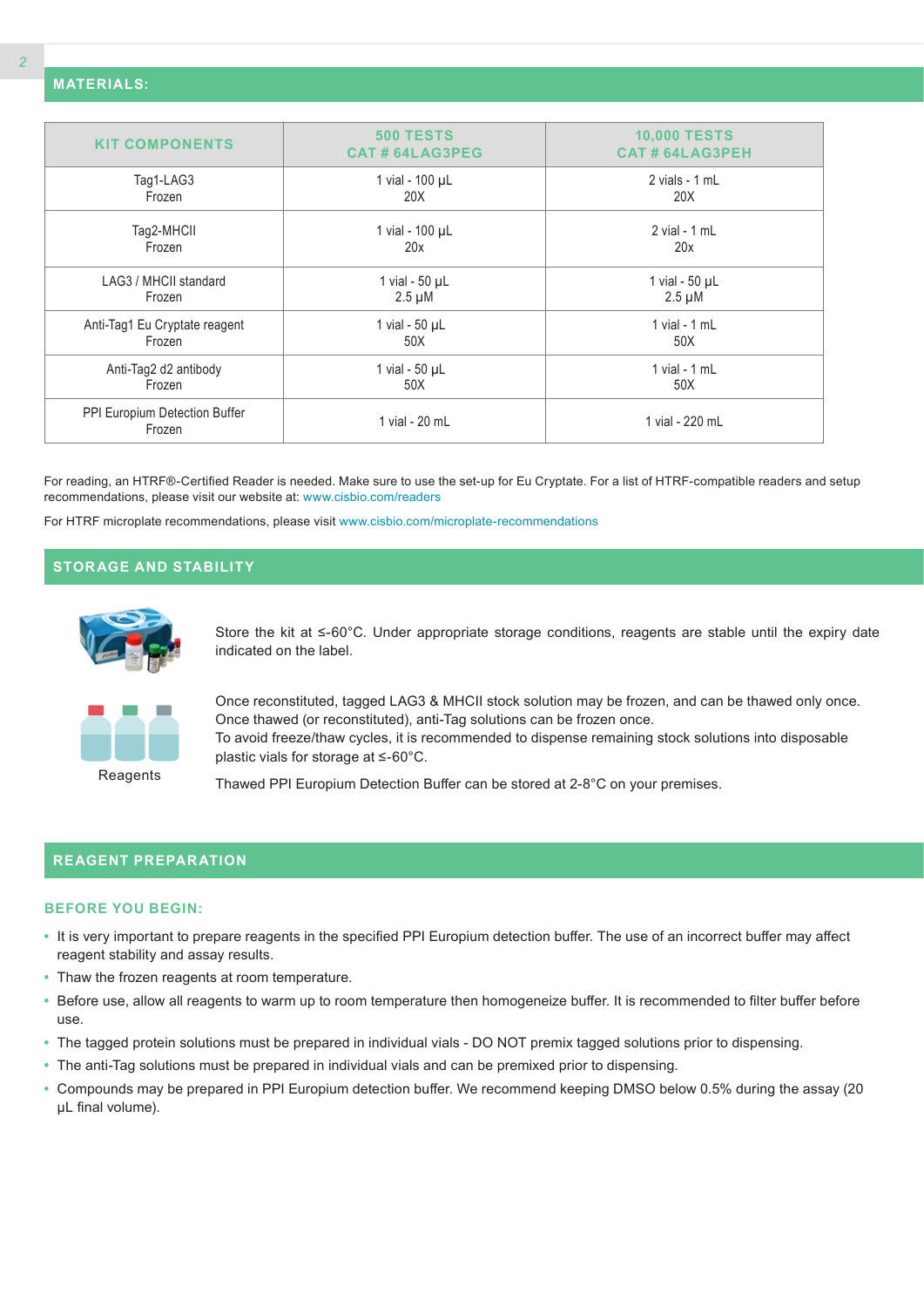## MATERIALS:

| KIT COMPONENTS | 500 TESTS<br>CAT # 64LAG3PEG | 10,000 TESTS<br>CAT # 64LAG3PEH |
|---|---|---|
| Tag1-LAG3<br>Frozen | 1 vial - 100 µL<br>20X | 2 vials - 1 mL<br>20X |
| Tag2-MHCII<br>Frozen | 1 vial - 100 µL<br>20x | 2 vial - 1 mL<br>20x |
| LAG3 / MHCII standard<br>Frozen | 1 vial - 50 µL<br>2.5 µM | 1 vial - 50 µL<br>2.5 µM |
| Anti-Tag1 Eu Cryptate reagent<br>Frozen | 1 vial - 50 µL<br>50X | 1 vial - 1 mL<br>50X |
| Anti-Tag2 d2 antibody<br>Frozen | 1 vial - 50 µL<br>50X | 1 vial - 1 mL<br>50X |
| PPI Europium Detection Buffer<br>Frozen | 1 vial - 20 mL | 1 vial - 220 mL |

For reading, an HTRF®-Certified Reader is needed. Make sure to use the set-up for Eu Cryptate. For a list of HTRF-compatible readers and setup recommendations, please visit our website at: www.cisbio.com/readers

For HTRF microplate recommendations, please visit www.cisbio.com/microplate-recommendations

## STORAGE AND STABILITY

Store the kit at ≤-60°C. Under appropriate storage conditions, reagents are stable until the expiry date indicated on the label.

Reagents

Once reconstituted, tagged LAG3 & MHCII stock solution may be frozen, and can be thawed only once.
Once thawed (or reconstituted), anti-Tag solutions can be frozen once.
To avoid freeze/thaw cycles, it is recommended to dispense remaining stock solutions into disposable plastic vials for storage at ≤-60°C.

Thawed PPI Europium Detection Buffer can be stored at 2-8°C on your premises.

## REAGENT PREPARATION

### BEFORE YOU BEGIN:

- It is very important to prepare reagents in the specified PPI Europium detection buffer. The use of an incorrect buffer may affect reagent stability and assay results.
- Thaw the frozen reagents at room temperature.
- Before use, allow all reagents to warm up to room temperature then homogeneize buffer. It is recommended to filter buffer before use.
- The tagged protein solutions must be prepared in individual vials - DO NOT premix tagged solutions prior to dispensing.
- The anti-Tag solutions must be prepared in individual vials and can be premixed prior to dispensing.
- Compounds may be prepared in PPI Europium detection buffer. We recommend keeping DMSO below 0.5% during the assay (20 µL final volume).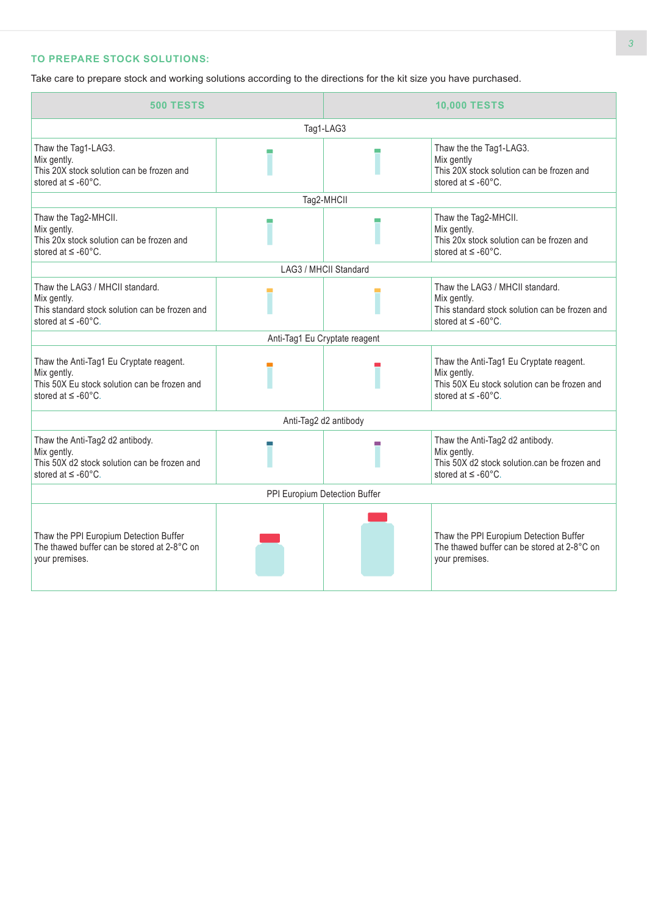## TO PREPARE STOCK SOLUTIONS:

Take care to prepare stock and working solutions according to the directions for the kit size you have purchased.

| 500 TESTS | | | 10,000 TESTS |
|---|---|---|---|
| **Tag1-LAG3** | | | |
| Thaw the Tag1-LAG3.<br>Mix gently.<br>This 20X stock solution can be frozen and stored at ≤ -60°C. | | | Thaw the the Tag1-LAG3.<br>Mix gently<br>This 20X stock solution can be frozen and stored at ≤ -60°C. |
| **Tag2-MHCII** | | | |
| Thaw the Tag2-MHCII.<br>Mix gently.<br>This 20x stock solution can be frozen and stored at ≤ -60°C. | | | Thaw the Tag2-MHCII.<br>Mix gently.<br>This 20x stock solution can be frozen and stored at ≤ -60°C. |
| **LAG3 / MHCII Standard** | | | |
| Thaw the LAG3 / MHCII standard.<br>Mix gently.<br>This standard stock solution can be frozen and stored at ≤ -60°C. | | | Thaw the LAG3 / MHCII standard.<br>Mix gently.<br>This standard stock solution can be frozen and stored at ≤ -60°C. |
| **Anti-Tag1 Eu Cryptate reagent** | | | |
| Thaw the Anti-Tag1 Eu Cryptate reagent.<br>Mix gently.<br>This 50X Eu stock solution can be frozen and stored at ≤ -60°C. | | | Thaw the Anti-Tag1 Eu Cryptate reagent.<br>Mix gently.<br>This 50X Eu stock solution can be frozen and stored at ≤ -60°C. |
| **Anti-Tag2 d2 antibody** | | | |
| Thaw the Anti-Tag2 d2 antibody.<br>Mix gently.<br>This 50X d2 stock solution can be frozen and stored at ≤ -60°C. | | | Thaw the Anti-Tag2 d2 antibody.<br>Mix gently.<br>This 50X d2 stock solution.can be frozen and stored at ≤ -60°C. |
| **PPI Europium Detection Buffer** | | | |
| Thaw the PPI Europium Detection Buffer<br>The thawed buffer can be stored at 2-8°C on your premises. | | | Thaw the PPI Europium Detection Buffer<br>The thawed buffer can be stored at 2-8°C on your premises. |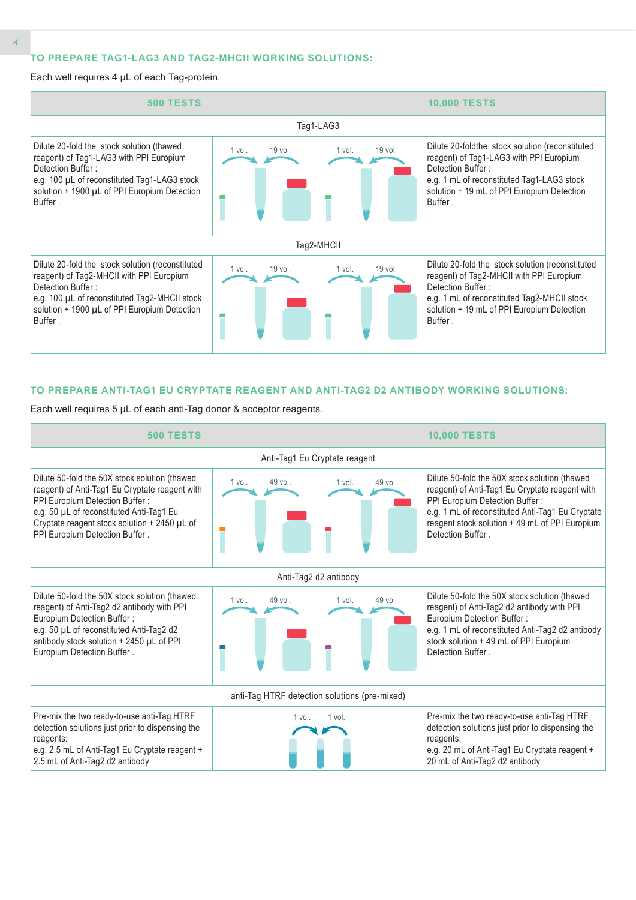## TO PREPARE TAG1-LAG3 AND TAG2-MHCII WORKING SOLUTIONS:

Each well requires 4 µL of each Tag-protein.

| 500 TESTS | | | 10,000 TESTS |
|---|---|---|---|
| **Tag1-LAG3** | | | |
| Dilute 20-fold the stock solution (thawed reagent) of Tag1-LAG3 with PPI Europium Detection Buffer :<br>e.g. 100 µL of reconstituted Tag1-LAG3 stock solution + 1900 µL of PPI Europium Detection Buffer . | 1 vol. 19 vol. | 1 vol. 19 vol. | Dilute 20-foldthe stock solution (reconstituted reagent) of Tag1-LAG3 with PPI Europium Detection Buffer :<br>e.g. 1 mL of reconstituted Tag1-LAG3 stock solution + 19 mL of PPI Europium Detection Buffer . |
| **Tag2-MHCII** | | | |
| Dilute 20-fold the stock solution (reconstituted reagent) of Tag2-MHCII with PPI Europium Detection Buffer :<br>e.g. 100 µL of reconstituted Tag2-MHCII stock solution + 1900 µL of PPI Europium Detection Buffer . | 1 vol. 19 vol. | 1 vol. 19 vol. | Dilute 20-fold the stock solution (reconstituted reagent) of Tag2-MHCII with PPI Europium Detection Buffer :<br>e.g. 1 mL of reconstituted Tag2-MHCII stock solution + 19 mL of PPI Europium Detection Buffer . |

## TO PREPARE ANTI-TAG1 EU CRYPTATE REAGENT AND ANTI-TAG2 D2 ANTIBODY WORKING SOLUTIONS:

Each well requires 5 µL of each anti-Tag donor & acceptor reagents.

| 500 TESTS | | | 10,000 TESTS |
|---|---|---|---|
| **Anti-Tag1 Eu Cryptate reagent** | | | |
| Dilute 50-fold the 50X stock solution (thawed reagent) of Anti-Tag1 Eu Cryptate reagent with PPI Europium Detection Buffer :<br>e.g. 50 µL of reconstituted Anti-Tag1 Eu Cryptate reagent stock solution + 2450 µL of PPI Europium Detection Buffer . | 1 vol. 49 vol. | 1 vol. 49 vol. | Dilute 50-fold the 50X stock solution (thawed reagent) of Anti-Tag1 Eu Cryptate reagent with PPI Europium Detection Buffer :<br>e.g. 1 mL of reconstituted Anti-Tag1 Eu Cryptate reagent stock solution + 49 mL of PPI Europium Detection Buffer . |
| **Anti-Tag2 d2 antibody** | | | |
| Dilute 50-fold the 50X stock solution (thawed reagent) of Anti-Tag2 d2 antibody with PPI Europium Detection Buffer :<br>e.g. 50 µL of reconstituted Anti-Tag2 d2 antibody stock solution + 2450 µL of PPI Europium Detection Buffer . | 1 vol. 49 vol. | 1 vol. 49 vol. | Dilute 50-fold the 50X stock solution (thawed reagent) of Anti-Tag2 d2 antibody with PPI Europium Detection Buffer :<br>e.g. 1 mL of reconstituted Anti-Tag2 d2 antibody stock solution + 49 mL of PPI Europium Detection Buffer . |
| **anti-Tag HTRF detection solutions (pre-mixed)** | | | |
| Pre-mix the two ready-to-use anti-Tag HTRF detection solutions just prior to dispensing the reagents:<br>e.g. 2.5 mL of Anti-Tag1 Eu Cryptate reagent + 2.5 mL of Anti-Tag2 d2 antibody | 1 vol. 1 vol. | | Pre-mix the two ready-to-use anti-Tag HTRF detection solutions just prior to dispensing the reagents:<br>e.g. 20 mL of Anti-Tag1 Eu Cryptate reagent + 20 mL of Anti-Tag2 d2 antibody |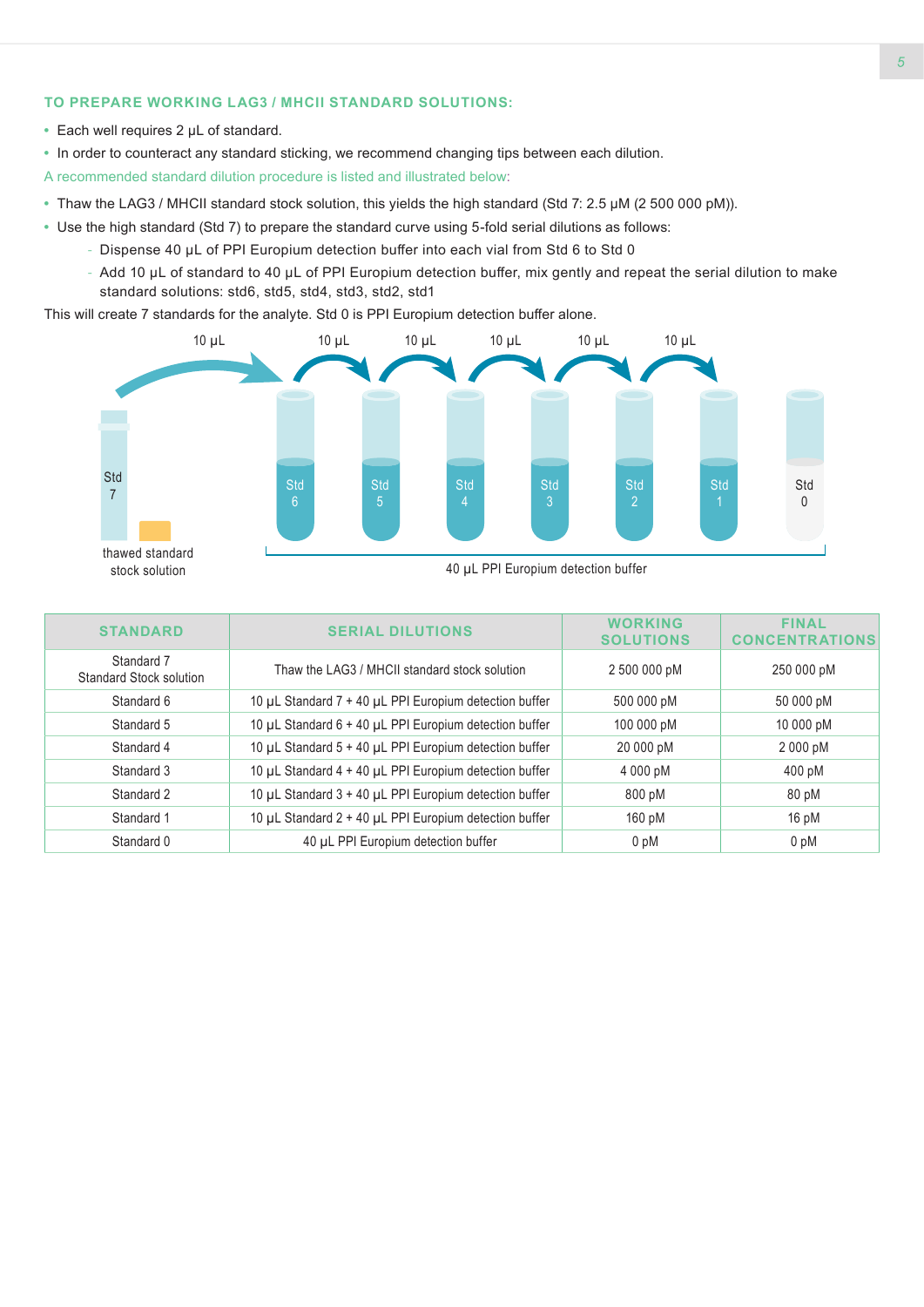### TO PREPARE WORKING LAG3 / MHCII STANDARD SOLUTIONS:

- Each well requires 2 µL of standard.
- In order to counteract any standard sticking, we recommend changing tips between each dilution.

A recommended standard dilution procedure is listed and illustrated below:

- Thaw the LAG3 / MHCII standard stock solution, this yields the high standard (Std 7: 2.5 µM (2 500 000 pM)).
- Use the high standard (Std 7) to prepare the standard curve using 5-fold serial dilutions as follows:
  - Dispense 40 µL of PPI Europium detection buffer into each vial from Std 6 to Std 0
  - Add 10 µL of standard to 40 µL of PPI Europium detection buffer, mix gently and repeat the serial dilution to make standard solutions: std6, std5, std4, std3, std2, std1

This will create 7 standards for the analyte. Std 0 is PPI Europium detection buffer alone.

10 µL → Std 6 → 10 µL → Std 5 → 10 µL → Std 4 → 10 µL → Std 3 → 10 µL → Std 2 → 10 µL → Std 1; Std 0

Std 7 — thawed standard stock solution

40 µL PPI Europium detection buffer

| STANDARD | SERIAL DILUTIONS | WORKING SOLUTIONS | FINAL CONCENTRATIONS |
|---|---|---|---|
| Standard 7 Standard Stock solution | Thaw the LAG3 / MHCII standard stock solution | 2 500 000 pM | 250 000 pM |
| Standard 6 | 10 µL Standard 7 + 40 µL PPI Europium detection buffer | 500 000 pM | 50 000 pM |
| Standard 5 | 10 µL Standard 6 + 40 µL PPI Europium detection buffer | 100 000 pM | 10 000 pM |
| Standard 4 | 10 µL Standard 5 + 40 µL PPI Europium detection buffer | 20 000 pM | 2 000 pM |
| Standard 3 | 10 µL Standard 4 + 40 µL PPI Europium detection buffer | 4 000 pM | 400 pM |
| Standard 2 | 10 µL Standard 3 + 40 µL PPI Europium detection buffer | 800 pM | 80 pM |
| Standard 1 | 10 µL Standard 2 + 40 µL PPI Europium detection buffer | 160 pM | 16 pM |
| Standard 0 | 40 µL PPI Europium detection buffer | 0 pM | 0 pM |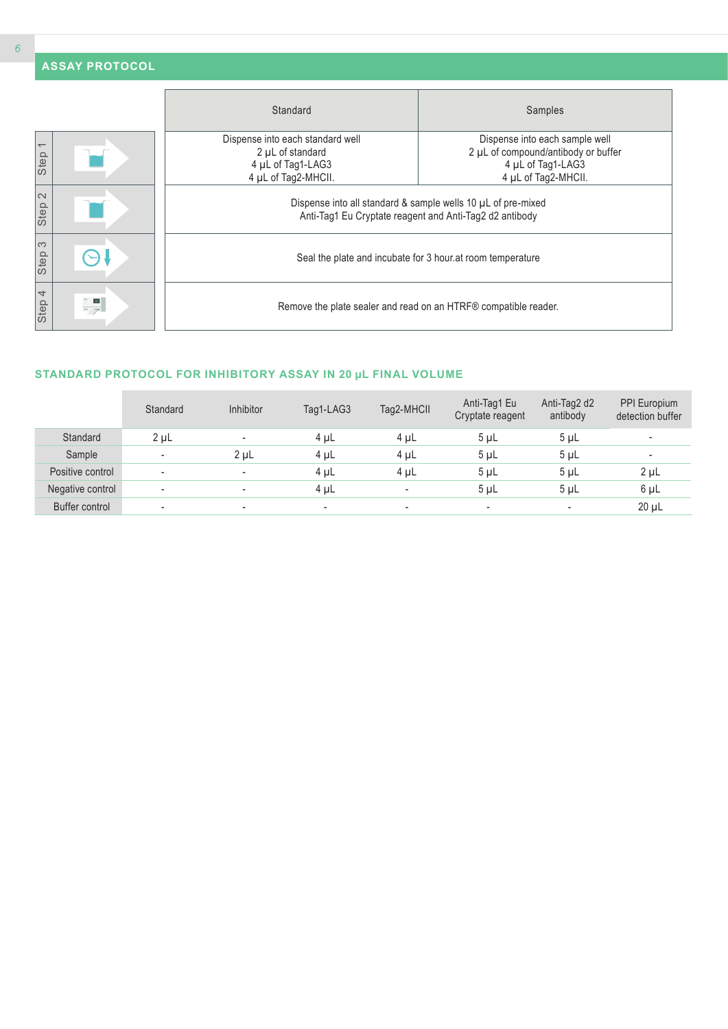## ASSAY PROTOCOL

| | Standard | Samples |
|---|---|---|
| Step 1 | Dispense into each standard well<br>2 µL of standard<br>4 µL of Tag1-LAG3<br>4 µL of Tag2-MHCII. | Dispense into each sample well<br>2 µL of compound/antibody or buffer<br>4 µL of Tag1-LAG3<br>4 µL of Tag2-MHCII. |
| Step 2 | Dispense into all standard & sample wells 10 µL of pre-mixed Anti-Tag1 Eu Cryptate reagent and Anti-Tag2 d2 antibody | |
| Step 3 | Seal the plate and incubate for 3 hour.at room temperature | |
| Step 4 | Remove the plate sealer and read on an HTRF® compatible reader. | |

## STANDARD PROTOCOL FOR INHIBITORY ASSAY IN 20 µL FINAL VOLUME

| | Standard | Inhibitor | Tag1-LAG3 | Tag2-MHCII | Anti-Tag1 Eu Cryptate reagent | Anti-Tag2 d2 antibody | PPI Europium detection buffer |
|---|---|---|---|---|---|---|---|
| Standard | 2 µL | - | 4 µL | 4 µL | 5 µL | 5 µL | - |
| Sample | - | 2 µL | 4 µL | 4 µL | 5 µL | 5 µL | - |
| Positive control | - | - | 4 µL | 4 µL | 5 µL | 5 µL | 2 µL |
| Negative control | - | - | 4 µL | - | 5 µL | 5 µL | 6 µL |
| Buffer control | - | - | - | - | - | - | 20 µL |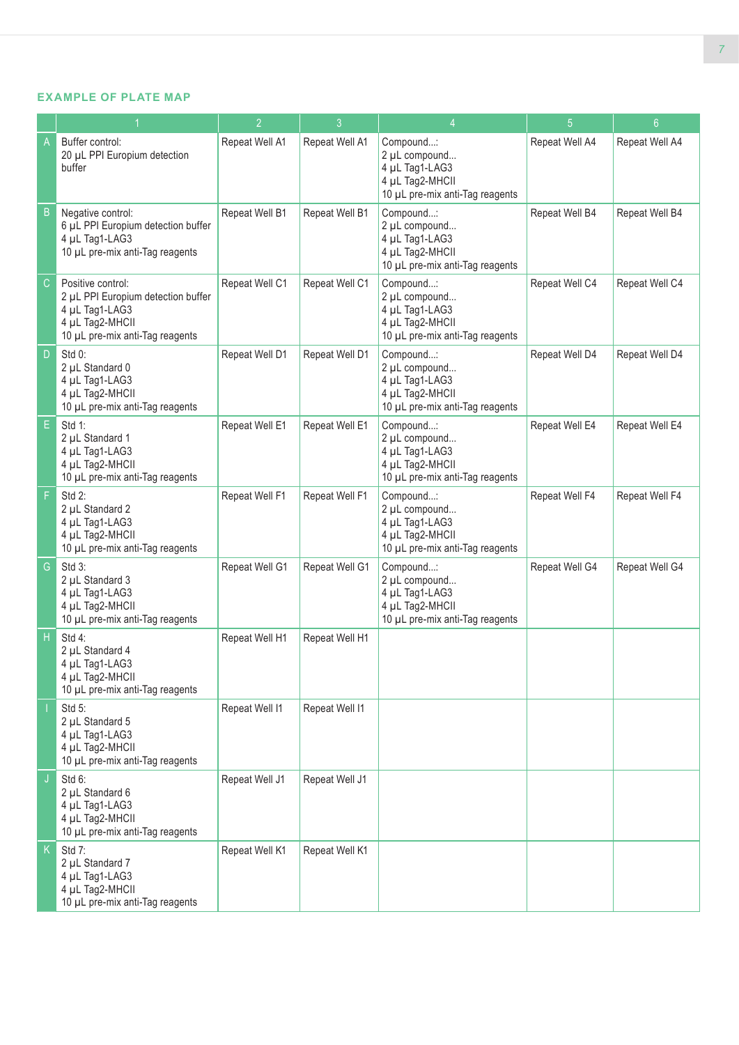## EXAMPLE OF PLATE MAP

| | 1 | 2 | 3 | 4 | 5 | 6 |
|---|---|---|---|---|---|---|
| A | Buffer control:<br>20 µL PPI Europium detection buffer | Repeat Well A1 | Repeat Well A1 | Compound...:<br>2 µL compound...<br>4 µL Tag1-LAG3<br>4 µL Tag2-MHCII<br>10 µL pre-mix anti-Tag reagents | Repeat Well A4 | Repeat Well A4 |
| B | Negative control:<br>6 µL PPI Europium detection buffer<br>4 µL Tag1-LAG3<br>10 µL pre-mix anti-Tag reagents | Repeat Well B1 | Repeat Well B1 | Compound...:<br>2 µL compound...<br>4 µL Tag1-LAG3<br>4 µL Tag2-MHCII<br>10 µL pre-mix anti-Tag reagents | Repeat Well B4 | Repeat Well B4 |
| C | Positive control:<br>2 µL PPI Europium detection buffer<br>4 µL Tag1-LAG3<br>4 µL Tag2-MHCII<br>10 µL pre-mix anti-Tag reagents | Repeat Well C1 | Repeat Well C1 | Compound...:<br>2 µL compound...<br>4 µL Tag1-LAG3<br>4 µL Tag2-MHCII<br>10 µL pre-mix anti-Tag reagents | Repeat Well C4 | Repeat Well C4 |
| D | Std 0:<br>2 µL Standard 0<br>4 µL Tag1-LAG3<br>4 µL Tag2-MHCII<br>10 µL pre-mix anti-Tag reagents | Repeat Well D1 | Repeat Well D1 | Compound...:<br>2 µL compound...<br>4 µL Tag1-LAG3<br>4 µL Tag2-MHCII<br>10 µL pre-mix anti-Tag reagents | Repeat Well D4 | Repeat Well D4 |
| E | Std 1:<br>2 µL Standard 1<br>4 µL Tag1-LAG3<br>4 µL Tag2-MHCII<br>10 µL pre-mix anti-Tag reagents | Repeat Well E1 | Repeat Well E1 | Compound...:<br>2 µL compound...<br>4 µL Tag1-LAG3<br>4 µL Tag2-MHCII<br>10 µL pre-mix anti-Tag reagents | Repeat Well E4 | Repeat Well E4 |
| F | Std 2:<br>2 µL Standard 2<br>4 µL Tag1-LAG3<br>4 µL Tag2-MHCII<br>10 µL pre-mix anti-Tag reagents | Repeat Well F1 | Repeat Well F1 | Compound...:<br>2 µL compound...<br>4 µL Tag1-LAG3<br>4 µL Tag2-MHCII<br>10 µL pre-mix anti-Tag reagents | Repeat Well F4 | Repeat Well F4 |
| G | Std 3:<br>2 µL Standard 3<br>4 µL Tag1-LAG3<br>4 µL Tag2-MHCII<br>10 µL pre-mix anti-Tag reagents | Repeat Well G1 | Repeat Well G1 | Compound...:<br>2 µL compound...<br>4 µL Tag1-LAG3<br>4 µL Tag2-MHCII<br>10 µL pre-mix anti-Tag reagents | Repeat Well G4 | Repeat Well G4 |
| H | Std 4:<br>2 µL Standard 4<br>4 µL Tag1-LAG3<br>4 µL Tag2-MHCII<br>10 µL pre-mix anti-Tag reagents | Repeat Well H1 | Repeat Well H1 | | | |
| I | Std 5:<br>2 µL Standard 5<br>4 µL Tag1-LAG3<br>4 µL Tag2-MHCII<br>10 µL pre-mix anti-Tag reagents | Repeat Well I1 | Repeat Well I1 | | | |
| J | Std 6:<br>2 µL Standard 6<br>4 µL Tag1-LAG3<br>4 µL Tag2-MHCII<br>10 µL pre-mix anti-Tag reagents | Repeat Well J1 | Repeat Well J1 | | | |
| K | Std 7:<br>2 µL Standard 7<br>4 µL Tag1-LAG3<br>4 µL Tag2-MHCII<br>10 µL pre-mix anti-Tag reagents | Repeat Well K1 | Repeat Well K1 | | | |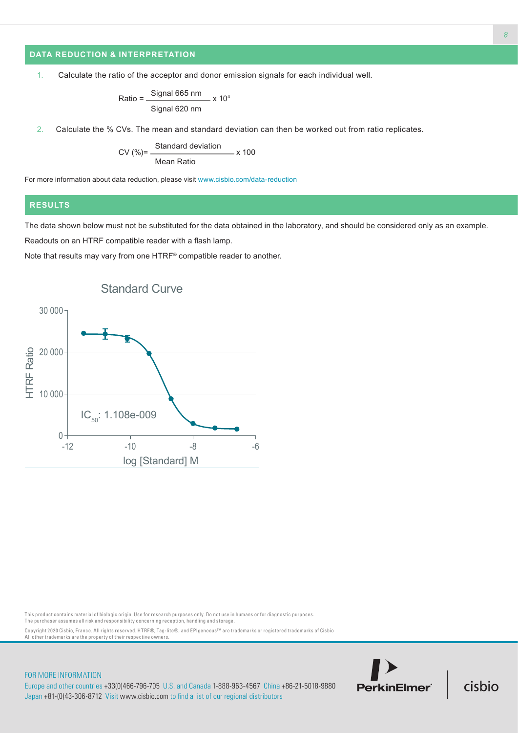## DATA REDUCTION & INTERPRETATION

1. Calculate the ratio of the acceptor and donor emission signals for each individual well.

$$\text{Ratio} = \frac{\text{Signal 665 nm}}{\text{Signal 620 nm}} \times 10^4$$

2. Calculate the % CVs. The mean and standard deviation can then be worked out from ratio replicates.

$$\text{CV (\%)} = \frac{\text{Standard deviation}}{\text{Mean Ratio}} \times 100$$

For more information about data reduction, please visit www.cisbio.com/data-reduction

## RESULTS

The data shown below must not be substituted for the data obtained in the laboratory, and should be considered only as an example.

Readouts on an HTRF compatible reader with a flash lamp.

Note that results may vary from one HTRF® compatible reader to another.

Standard Curve

30 000

20 000

10 000

0

HTRF Ratio

$IC_{50}$: 1.108e-009

-12

-10

-8

-6

log [Standard] M

This product contains material of biologic origin. Use for research purposes only. Do not use in humans or for diagnostic purposes.
The purchaser assumes all risk and responsibility concerning reception, handling and storage.

Copyright 2020 Cisbio, France. All rights reserved. HTRF®, Tag-lite®, and EPIgeneous™ are trademarks or registered trademarks of Cisbio
All other trademarks are the property of their respective owners.

FOR MORE INFORMATION
Europe and other countries +33(0)466-796-705 U.S. and Canada 1-888-963-4567 China +86-21-5018-9880
Japan +81-(0)43-306-8712 Visit www.cisbio.com to find a list of our regional distributors

PerkinElmer

cisbio